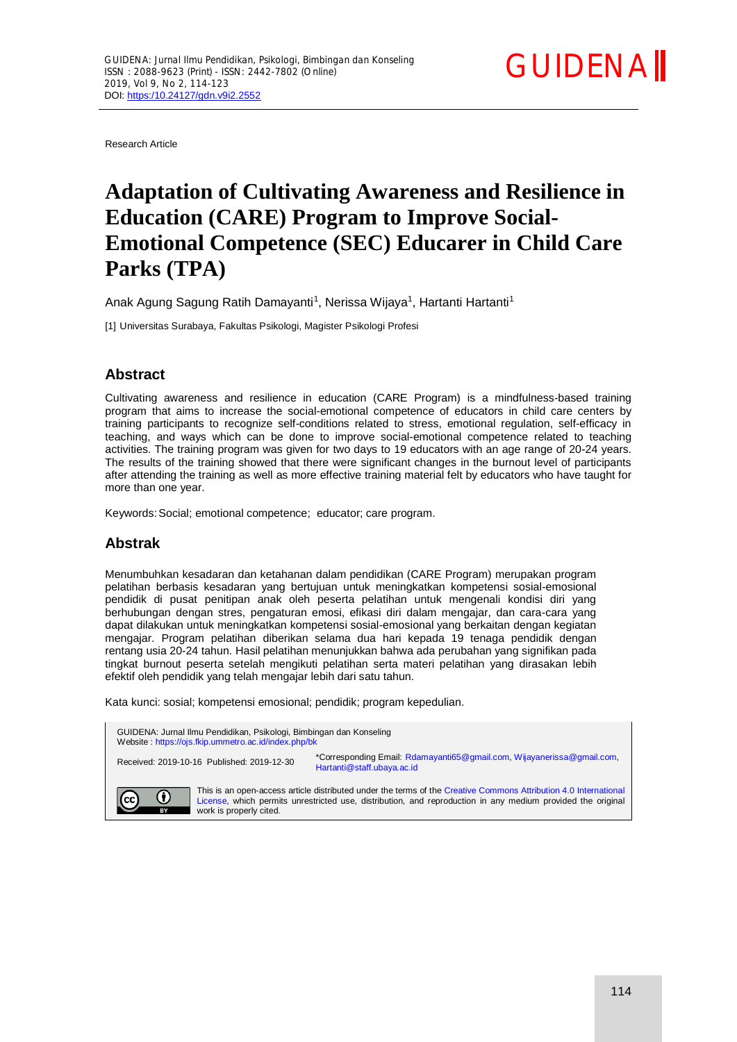Research Article

# Adaptation of Cultivating Awareness and Resilience in Education (CARE) Program to Improve Social-Emotional Competence (SEC) Educarer in Child Care Parks (TPA)

Anak Agung Sagung Ratih Damayanti[1], Nerissa Wijaya[1], Hartanti Hartanti[1]

[1] Universitas Surabaya, Fakultas Psikologi, Magister Psikologi Profesi

## Abstract

Cultivating awareness and resilience in education (CARE Program) is a mindfulness-based training program that aims to increase the social-emotional competence of educators in child care centers by training participants to recognize self-conditions related to stress, emotional regulation, self-efficacy in teaching, and ways which can be done to improve social-emotional competence related to teaching activities. The training program was given for two days to 19 educators with an age range of 20-24 years. The results of the training showed that there were significant changes in the burnout level of participants after attending the training as well as more effective training material felt by educators who have taught for more than one year.

Keywords: Social; emotional competence; educator; care program.

## Abstrak

Menumbuhkan kesadaran dan ketahanan dalam pendidikan (CARE Program) merupakan program pelatihan berbasis kesadaran yang bertujuan untuk meningkatkan kompetensi sosial-emosional pendidik di pusat penitipan anak oleh peserta pelatihan untuk mengenali kondisi diri yang berhubungan dengan stres, pengaturan emosi, efikasi diri dalam mengajar, dan cara-cara yang dapat dilakukan untuk meningkatkan kompetensi sosial-emosional yang berkaitan dengan kegiatan mengajar. Program pelatihan diberikan selama dua hari kepada 19 tenaga pendidik dengan rentang usia 20-24 tahun. Hasil pelatihan menunjukkan bahwa ada perubahan yang signifikan pada tingkat burnout peserta setelah mengikuti pelatihan serta materi pelatihan yang dirasakan lebih efektif oleh pendidik yang telah mengajar lebih dari satu tahun.

Kata kunci: sosial; kompetensi emosional; pendidik; program kepedulian.

GUIDENA: Jurnal Ilmu Pendidikan, Psikologi, Bimbingan dan Konseling
Website : https://ojs.fkip.ummetro.ac.id/index.php/bk

Received: 2019-10-16 Published: 2019-12-30

*Corresponding Email: Rdamayanti65@gmail.com, Wijayanerissa@gmail.com, Hartanti@staff.ubaya.ac.id

This is an open-access article distributed under the terms of the Creative Commons Attribution 4.0 International License, which permits unrestricted use, distribution, and reproduction in any medium provided the original work is properly cited.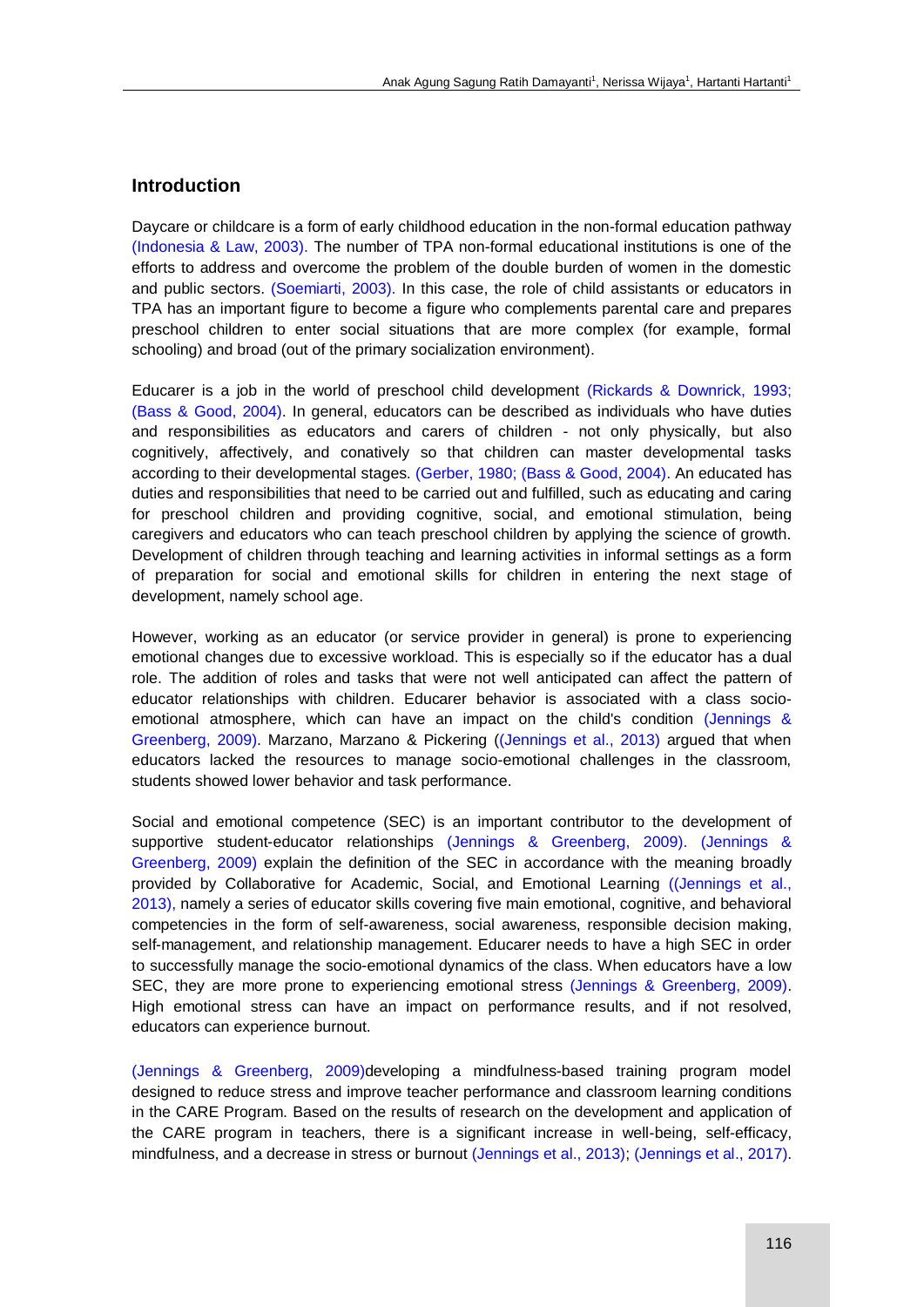## Introduction

Daycare or childcare is a form of early childhood education in the non-formal education pathway (Indonesia & Law, 2003). The number of TPA non-formal educational institutions is one of the efforts to address and overcome the problem of the double burden of women in the domestic and public sectors. (Soemiarti, 2003). In this case, the role of child assistants or educators in TPA has an important figure to become a figure who complements parental care and prepares preschool children to enter social situations that are more complex (for example, formal schooling) and broad (out of the primary socialization environment).

Educarer is a job in the world of preschool child development (Rickards & Downrick, 1993; (Bass & Good, 2004). In general, educators can be described as individuals who have duties and responsibilities as educators and carers of children - not only physically, but also cognitively, affectively, and conatively so that children can master developmental tasks according to their developmental stages. (Gerber, 1980; (Bass & Good, 2004). An educated has duties and responsibilities that need to be carried out and fulfilled, such as educating and caring for preschool children and providing cognitive, social, and emotional stimulation, being caregivers and educators who can teach preschool children by applying the science of growth. Development of children through teaching and learning activities in informal settings as a form of preparation for social and emotional skills for children in entering the next stage of development, namely school age.

However, working as an educator (or service provider in general) is prone to experiencing emotional changes due to excessive workload. This is especially so if the educator has a dual role. The addition of roles and tasks that were not well anticipated can affect the pattern of educator relationships with children. Educarer behavior is associated with a class socio-emotional atmosphere, which can have an impact on the child's condition (Jennings & Greenberg, 2009). Marzano, Marzano & Pickering ((Jennings et al., 2013) argued that when educators lacked the resources to manage socio-emotional challenges in the classroom, students showed lower behavior and task performance.

Social and emotional competence (SEC) is an important contributor to the development of supportive student-educator relationships (Jennings & Greenberg, 2009). (Jennings & Greenberg, 2009) explain the definition of the SEC in accordance with the meaning broadly provided by Collaborative for Academic, Social, and Emotional Learning ((Jennings et al., 2013), namely a series of educator skills covering five main emotional, cognitive, and behavioral competencies in the form of self-awareness, social awareness, responsible decision making, self-management, and relationship management. Educarer needs to have a high SEC in order to successfully manage the socio-emotional dynamics of the class. When educators have a low SEC, they are more prone to experiencing emotional stress (Jennings & Greenberg, 2009). High emotional stress can have an impact on performance results, and if not resolved, educators can experience burnout.

(Jennings & Greenberg, 2009)developing a mindfulness-based training program model designed to reduce stress and improve teacher performance and classroom learning conditions in the CARE Program. Based on the results of research on the development and application of the CARE program in teachers, there is a significant increase in well-being, self-efficacy, mindfulness, and a decrease in stress or burnout (Jennings et al., 2013); (Jennings et al., 2017).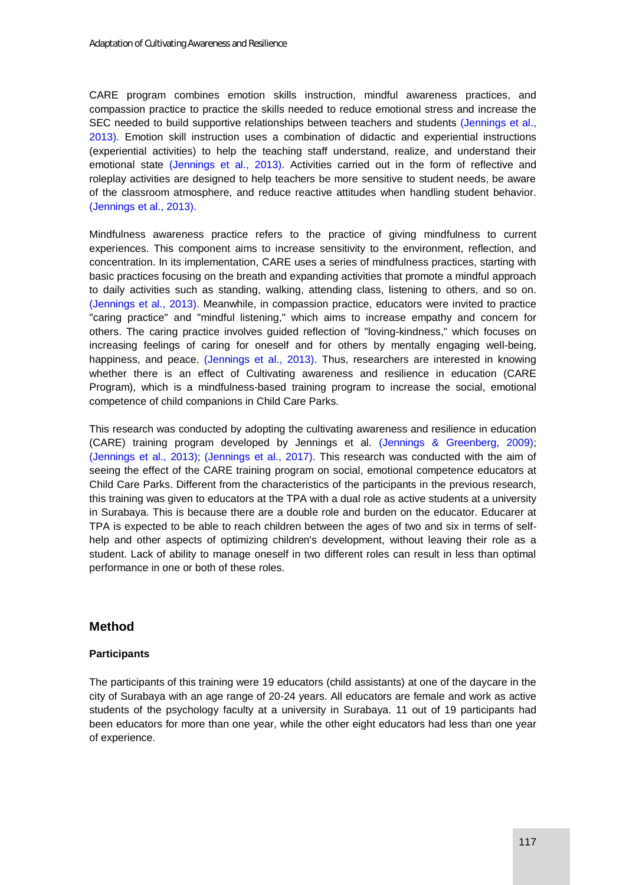CARE program combines emotion skills instruction, mindful awareness practices, and compassion practice to practice the skills needed to reduce emotional stress and increase the SEC needed to build supportive relationships between teachers and students (Jennings et al., 2013). Emotion skill instruction uses a combination of didactic and experiential instructions (experiential activities) to help the teaching staff understand, realize, and understand their emotional state (Jennings et al., 2013). Activities carried out in the form of reflective and roleplay activities are designed to help teachers be more sensitive to student needs, be aware of the classroom atmosphere, and reduce reactive attitudes when handling student behavior. (Jennings et al., 2013).

Mindfulness awareness practice refers to the practice of giving mindfulness to current experiences. This component aims to increase sensitivity to the environment, reflection, and concentration. In its implementation, CARE uses a series of mindfulness practices, starting with basic practices focusing on the breath and expanding activities that promote a mindful approach to daily activities such as standing, walking, attending class, listening to others, and so on. (Jennings et al., 2013). Meanwhile, in compassion practice, educators were invited to practice "caring practice" and "mindful listening," which aims to increase empathy and concern for others. The caring practice involves guided reflection of "loving-kindness," which focuses on increasing feelings of caring for oneself and for others by mentally engaging well-being, happiness, and peace. (Jennings et al., 2013). Thus, researchers are interested in knowing whether there is an effect of Cultivating awareness and resilience in education (CARE Program), which is a mindfulness-based training program to increase the social, emotional competence of child companions in Child Care Parks.

This research was conducted by adopting the cultivating awareness and resilience in education (CARE) training program developed by Jennings et al. (Jennings & Greenberg, 2009); (Jennings et al., 2013); (Jennings et al., 2017). This research was conducted with the aim of seeing the effect of the CARE training program on social, emotional competence educators at Child Care Parks. Different from the characteristics of the participants in the previous research, this training was given to educators at the TPA with a dual role as active students at a university in Surabaya. This is because there are a double role and burden on the educator. Educarer at TPA is expected to be able to reach children between the ages of two and six in terms of self-help and other aspects of optimizing children's development, without leaving their role as a student. Lack of ability to manage oneself in two different roles can result in less than optimal performance in one or both of these roles.

## Method

### Participants

The participants of this training were 19 educators (child assistants) at one of the daycare in the city of Surabaya with an age range of 20-24 years. All educators are female and work as active students of the psychology faculty at a university in Surabaya. 11 out of 19 participants had been educators for more than one year, while the other eight educators had less than one year of experience.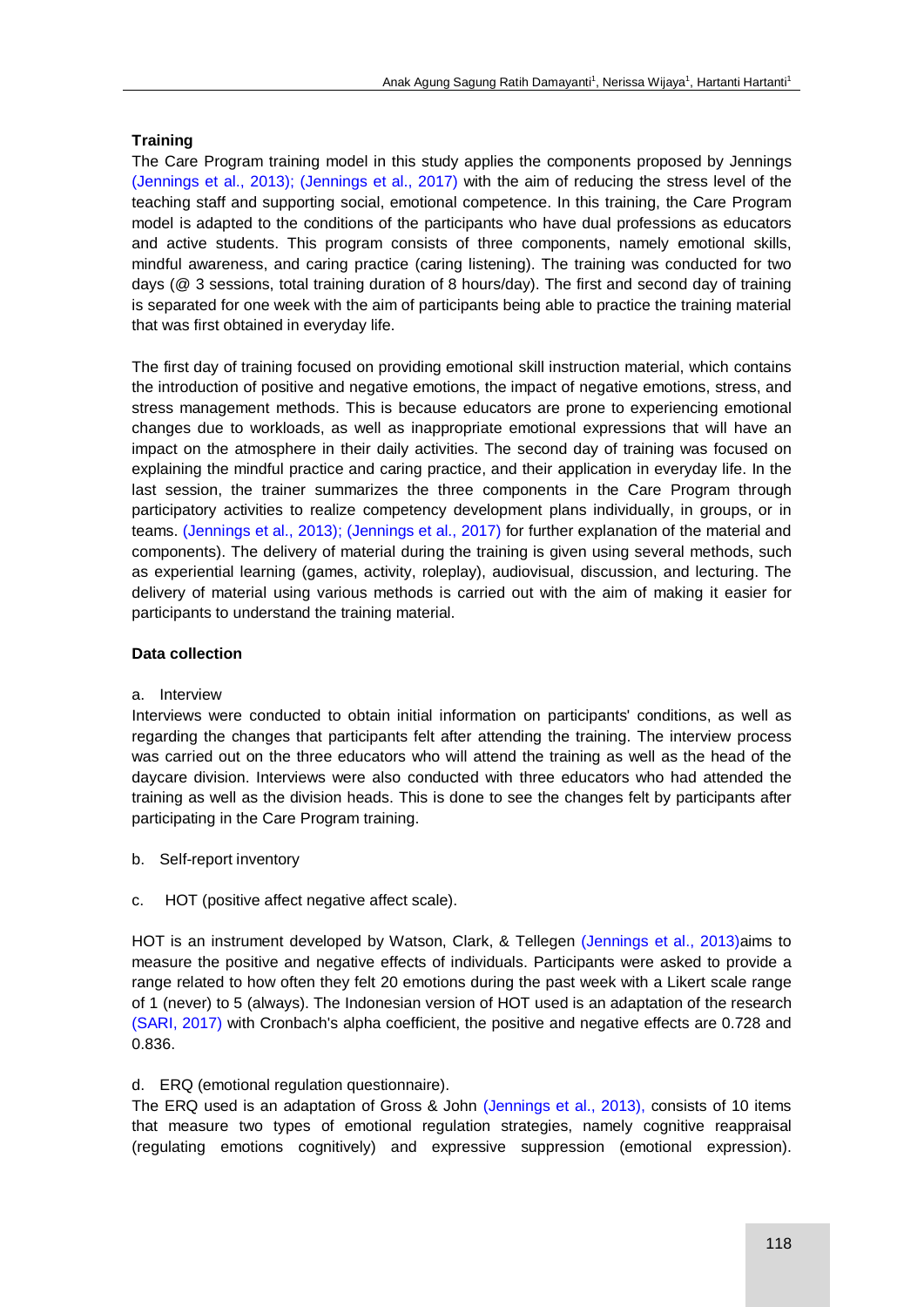### Training

The Care Program training model in this study applies the components proposed by Jennings (Jennings et al., 2013); (Jennings et al., 2017) with the aim of reducing the stress level of the teaching staff and supporting social, emotional competence. In this training, the Care Program model is adapted to the conditions of the participants who have dual professions as educators and active students. This program consists of three components, namely emotional skills, mindful awareness, and caring practice (caring listening). The training was conducted for two days (@ 3 sessions, total training duration of 8 hours/day). The first and second day of training is separated for one week with the aim of participants being able to practice the training material that was first obtained in everyday life.

The first day of training focused on providing emotional skill instruction material, which contains the introduction of positive and negative emotions, the impact of negative emotions, stress, and stress management methods. This is because educators are prone to experiencing emotional changes due to workloads, as well as inappropriate emotional expressions that will have an impact on the atmosphere in their daily activities. The second day of training was focused on explaining the mindful practice and caring practice, and their application in everyday life. In the last session, the trainer summarizes the three components in the Care Program through participatory activities to realize competency development plans individually, in groups, or in teams. (Jennings et al., 2013); (Jennings et al., 2017) for further explanation of the material and components). The delivery of material during the training is given using several methods, such as experiential learning (games, activity, roleplay), audiovisual, discussion, and lecturing. The delivery of material using various methods is carried out with the aim of making it easier for participants to understand the training material.

### Data collection

a. Interview

Interviews were conducted to obtain initial information on participants' conditions, as well as regarding the changes that participants felt after attending the training. The interview process was carried out on the three educators who will attend the training as well as the head of the daycare division. Interviews were also conducted with three educators who had attended the training as well as the division heads. This is done to see the changes felt by participants after participating in the Care Program training.

b. Self-report inventory

c. HOT (positive affect negative affect scale).

HOT is an instrument developed by Watson, Clark, & Tellegen (Jennings et al., 2013)aims to measure the positive and negative effects of individuals. Participants were asked to provide a range related to how often they felt 20 emotions during the past week with a Likert scale range of 1 (never) to 5 (always). The Indonesian version of HOT used is an adaptation of the research (SARI, 2017) with Cronbach's alpha coefficient, the positive and negative effects are 0.728 and 0.836.

d. ERQ (emotional regulation questionnaire).

The ERQ used is an adaptation of Gross & John (Jennings et al., 2013), consists of 10 items that measure two types of emotional regulation strategies, namely cognitive reappraisal (regulating emotions cognitively) and expressive suppression (emotional expression).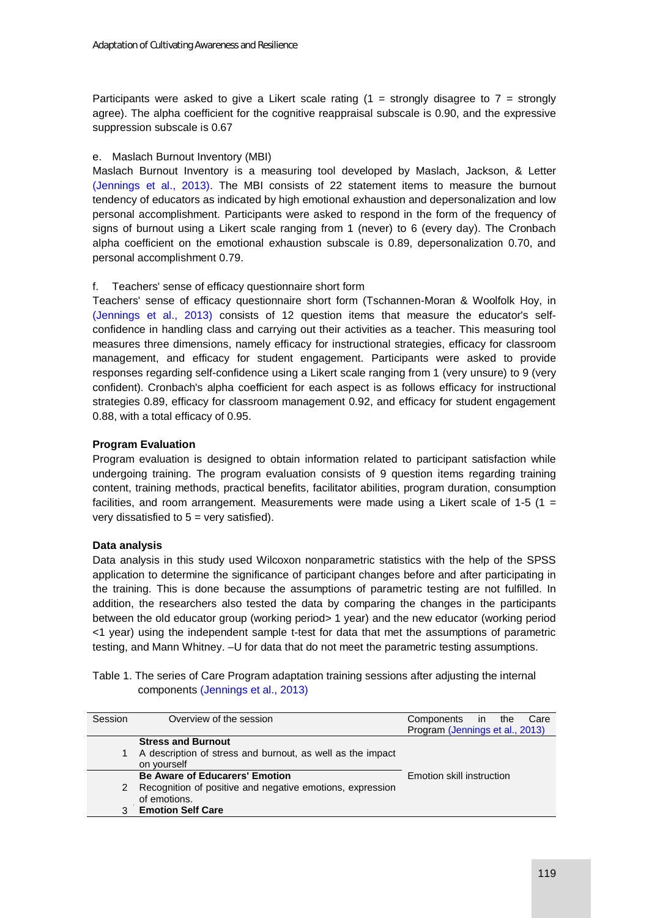Participants were asked to give a Likert scale rating (1 = strongly disagree to 7 = strongly agree). The alpha coefficient for the cognitive reappraisal subscale is 0.90, and the expressive suppression subscale is 0.67

e. Maslach Burnout Inventory (MBI)

Maslach Burnout Inventory is a measuring tool developed by Maslach, Jackson, & Letter (Jennings et al., 2013). The MBI consists of 22 statement items to measure the burnout tendency of educators as indicated by high emotional exhaustion and depersonalization and low personal accomplishment. Participants were asked to respond in the form of the frequency of signs of burnout using a Likert scale ranging from 1 (never) to 6 (every day). The Cronbach alpha coefficient on the emotional exhaustion subscale is 0.89, depersonalization 0.70, and personal accomplishment 0.79.

f. Teachers' sense of efficacy questionnaire short form

Teachers' sense of efficacy questionnaire short form (Tschannen-Moran & Woolfolk Hoy, in (Jennings et al., 2013) consists of 12 question items that measure the educator's self-confidence in handling class and carrying out their activities as a teacher. This measuring tool measures three dimensions, namely efficacy for instructional strategies, efficacy for classroom management, and efficacy for student engagement. Participants were asked to provide responses regarding self-confidence using a Likert scale ranging from 1 (very unsure) to 9 (very confident). Cronbach's alpha coefficient for each aspect is as follows efficacy for instructional strategies 0.89, efficacy for classroom management 0.92, and efficacy for student engagement 0.88, with a total efficacy of 0.95.

**Program Evaluation**

Program evaluation is designed to obtain information related to participant satisfaction while undergoing training. The program evaluation consists of 9 question items regarding training content, training methods, practical benefits, facilitator abilities, program duration, consumption facilities, and room arrangement. Measurements were made using a Likert scale of 1-5 (1 = very dissatisfied to 5 = very satisfied).

**Data analysis**

Data analysis in this study used Wilcoxon nonparametric statistics with the help of the SPSS application to determine the significance of participant changes before and after participating in the training. This is done because the assumptions of parametric testing are not fulfilled. In addition, the researchers also tested the data by comparing the changes in the participants between the old educator group (working period> 1 year) and the new educator (working period <1 year) using the independent sample t-test for data that met the assumptions of parametric testing, and Mann Whitney. –U for data that do not meet the parametric testing assumptions.

Table 1. The series of Care Program adaptation training sessions after adjusting the internal components (Jennings et al., 2013)

| Session | Overview of the session | Components in the Care Program (Jennings et al., 2013) |
|---|---|---|
| 1 | **Stress and Burnout**<br>A description of stress and burnout, as well as the impact on yourself | Emotion skill instruction |
| 2 | **Be Aware of Educarers' Emotion**<br>Recognition of positive and negative emotions, expression of emotions. | |
| 3 | **Emotion Self Care** | |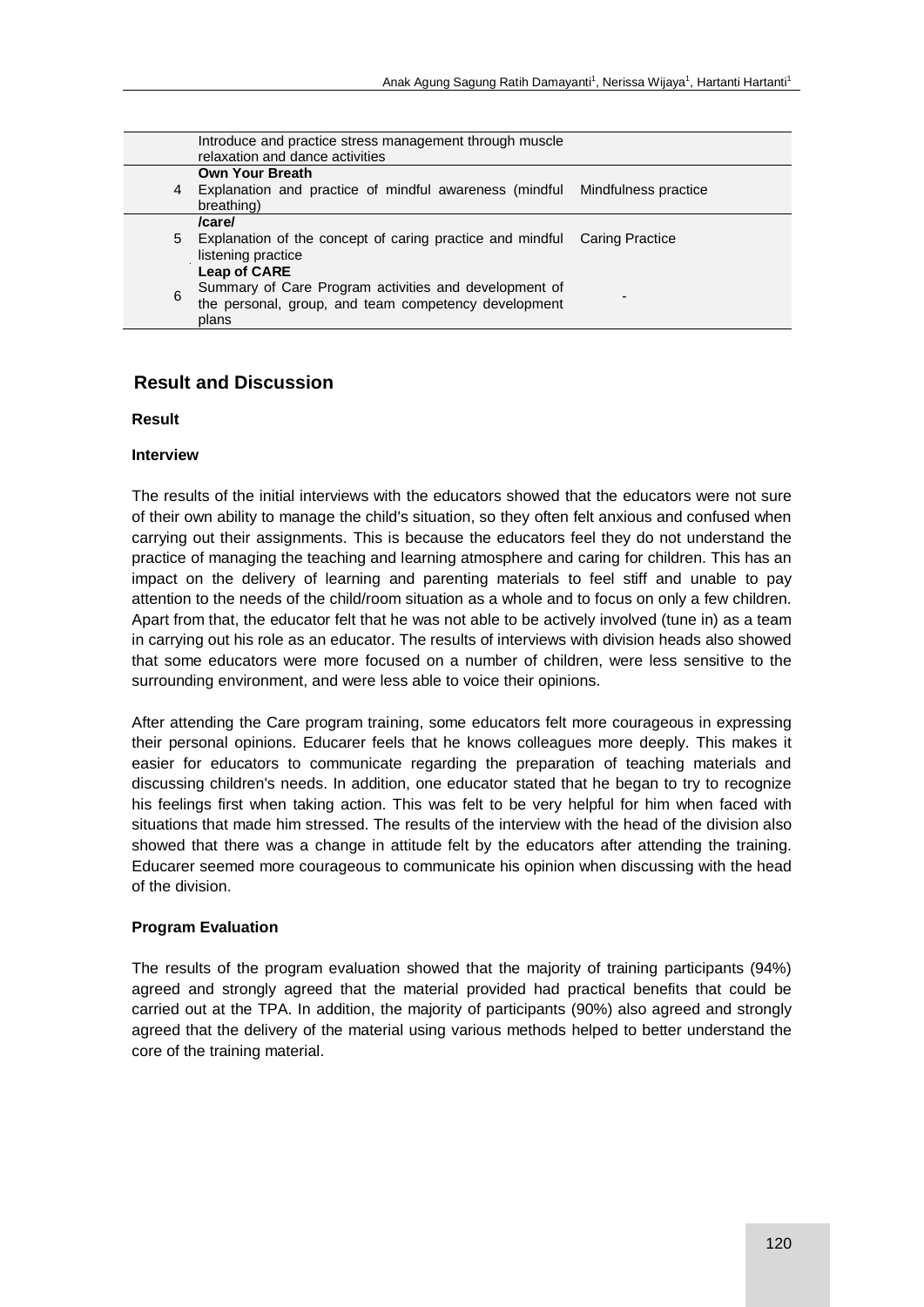|   |   |   |
|---|---|---|
|   | Introduce and practice stress management through muscle relaxation and dance activities |   |
| 4 | **Own Your Breath** Explanation and practice of mindful awareness (mindful breathing) | Mindfulness practice |
| 5 | **/care/** Explanation of the concept of caring practice and mindful listening practice | Caring Practice |
| 6 | **Leap of CARE** Summary of Care Program activities and development of the personal, group, and team competency development plans | - |

## Result and Discussion

### Result

#### Interview

The results of the initial interviews with the educators showed that the educators were not sure of their own ability to manage the child's situation, so they often felt anxious and confused when carrying out their assignments. This is because the educators feel they do not understand the practice of managing the teaching and learning atmosphere and caring for children. This has an impact on the delivery of learning and parenting materials to feel stiff and unable to pay attention to the needs of the child/room situation as a whole and to focus on only a few children. Apart from that, the educator felt that he was not able to be actively involved (tune in) as a team in carrying out his role as an educator. The results of interviews with division heads also showed that some educators were more focused on a number of children, were less sensitive to the surrounding environment, and were less able to voice their opinions.

After attending the Care program training, some educators felt more courageous in expressing their personal opinions. Educarer feels that he knows colleagues more deeply. This makes it easier for educators to communicate regarding the preparation of teaching materials and discussing children's needs. In addition, one educator stated that he began to try to recognize his feelings first when taking action. This was felt to be very helpful for him when faced with situations that made him stressed. The results of the interview with the head of the division also showed that there was a change in attitude felt by the educators after attending the training. Educarer seemed more courageous to communicate his opinion when discussing with the head of the division.

#### Program Evaluation

The results of the program evaluation showed that the majority of training participants (94%) agreed and strongly agreed that the material provided had practical benefits that could be carried out at the TPA. In addition, the majority of participants (90%) also agreed and strongly agreed that the delivery of the material using various methods helped to better understand the core of the training material.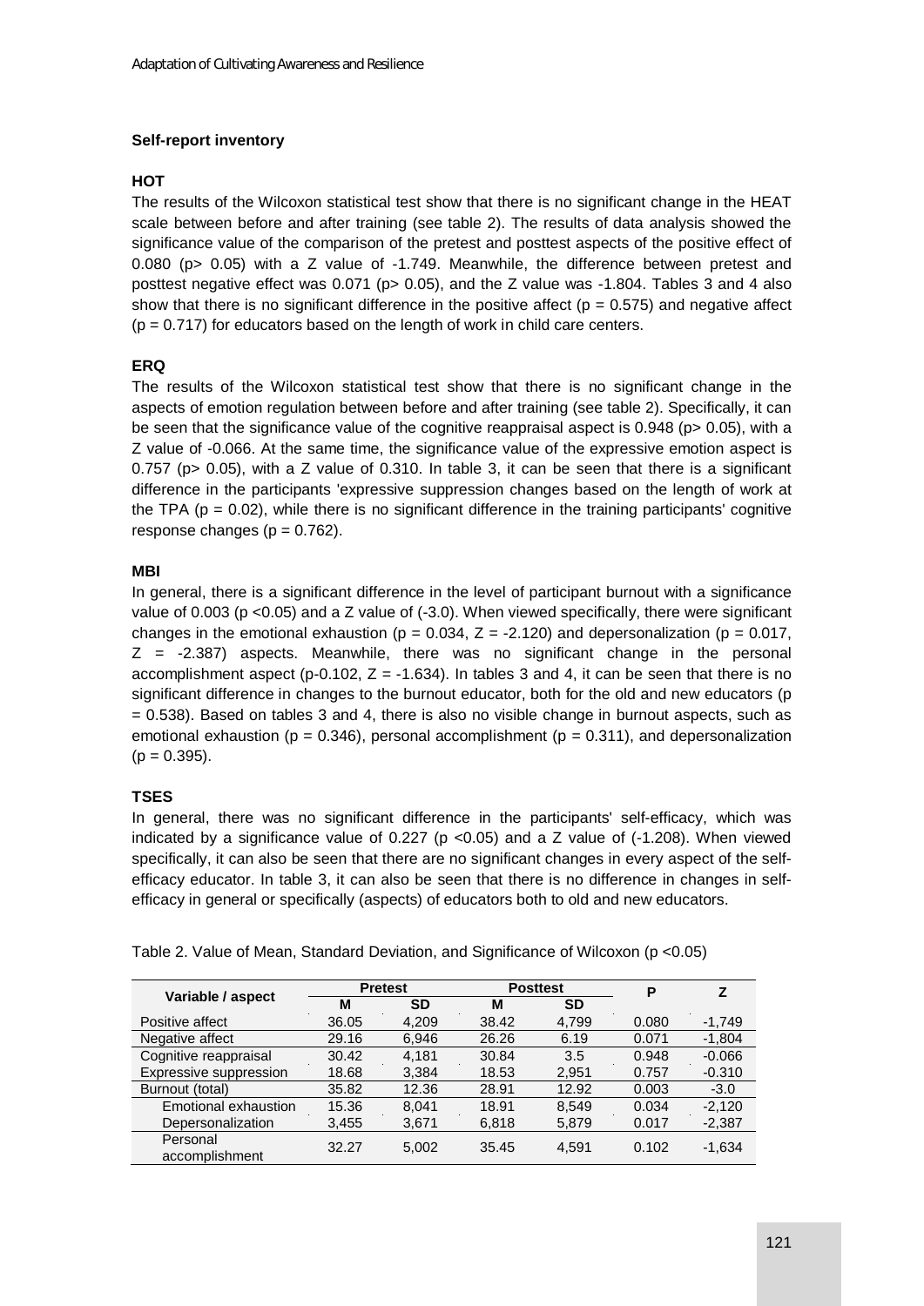### Self-report inventory

#### HOT

The results of the Wilcoxon statistical test show that there is no significant change in the HEAT scale between before and after training (see table 2). The results of data analysis showed the significance value of the comparison of the pretest and posttest aspects of the positive effect of 0.080 ($p > 0.05$) with a Z value of -1.749. Meanwhile, the difference between pretest and posttest negative effect was 0.071 ($p > 0.05$), and the Z value was -1.804. Tables 3 and 4 also show that there is no significant difference in the positive affect ($p = 0.575$) and negative affect ($p = 0.717$) for educators based on the length of work in child care centers.

#### ERQ

The results of the Wilcoxon statistical test show that there is no significant change in the aspects of emotion regulation between before and after training (see table 2). Specifically, it can be seen that the significance value of the cognitive reappraisal aspect is 0.948 ($p > 0.05$), with a Z value of -0.066. At the same time, the significance value of the expressive emotion aspect is 0.757 ($p > 0.05$), with a Z value of 0.310. In table 3, it can be seen that there is a significant difference in the participants 'expressive suppression changes based on the length of work at the TPA ($p = 0.02$), while there is no significant difference in the training participants' cognitive response changes ($p = 0.762$).

#### MBI

In general, there is a significant difference in the level of participant burnout with a significance value of 0.003 ($p < 0.05$) and a Z value of (-3.0). When viewed specifically, there were significant changes in the emotional exhaustion ($p = 0.034$, $Z = -2.120$) and depersonalization ($p = 0.017$, $Z = -2.387$) aspects. Meanwhile, there was no significant change in the personal accomplishment aspect (p-0.102, $Z = -1.634$). In tables 3 and 4, it can be seen that there is no significant difference in changes to the burnout educator, both for the old and new educators ($p = 0.538$). Based on tables 3 and 4, there is also no visible change in burnout aspects, such as emotional exhaustion ($p = 0.346$), personal accomplishment ($p = 0.311$), and depersonalization ($p = 0.395$).

#### TSES

In general, there was no significant difference in the participants' self-efficacy, which was indicated by a significance value of 0.227 ($p < 0.05$) and a Z value of (-1.208). When viewed specifically, it can also be seen that there are no significant changes in every aspect of the self-efficacy educator. In table 3, it can also be seen that there is no difference in changes in self-efficacy in general or specifically (aspects) of educators both to old and new educators.

Table 2. Value of Mean, Standard Deviation, and Significance of Wilcoxon ($p < 0.05$)

| Variable / aspect | Pretest | | Posttest | | P | Z |
|---|---|---|---|---|---|---|
| | M | SD | M | SD | | |
| Positive affect | 36.05 | 4,209 | 38.42 | 4,799 | 0.080 | -1,749 |
| Negative affect | 29.16 | 6,946 | 26.26 | 6.19 | 0.071 | -1,804 |
| Cognitive reappraisal | 30.42 | 4,181 | 30.84 | 3.5 | 0.948 | -0.066 |
| Expressive suppression | 18.68 | 3,384 | 18.53 | 2,951 | 0.757 | -0.310 |
| Burnout (total) | 35.82 | 12.36 | 28.91 | 12.92 | 0.003 | -3.0 |
| Emotional exhaustion | 15.36 | 8,041 | 18.91 | 8,549 | 0.034 | -2,120 |
| Depersonalization | 3,455 | 3,671 | 6,818 | 5,879 | 0.017 | -2,387 |
| Personal accomplishment | 32.27 | 5,002 | 35.45 | 4,591 | 0.102 | -1,634 |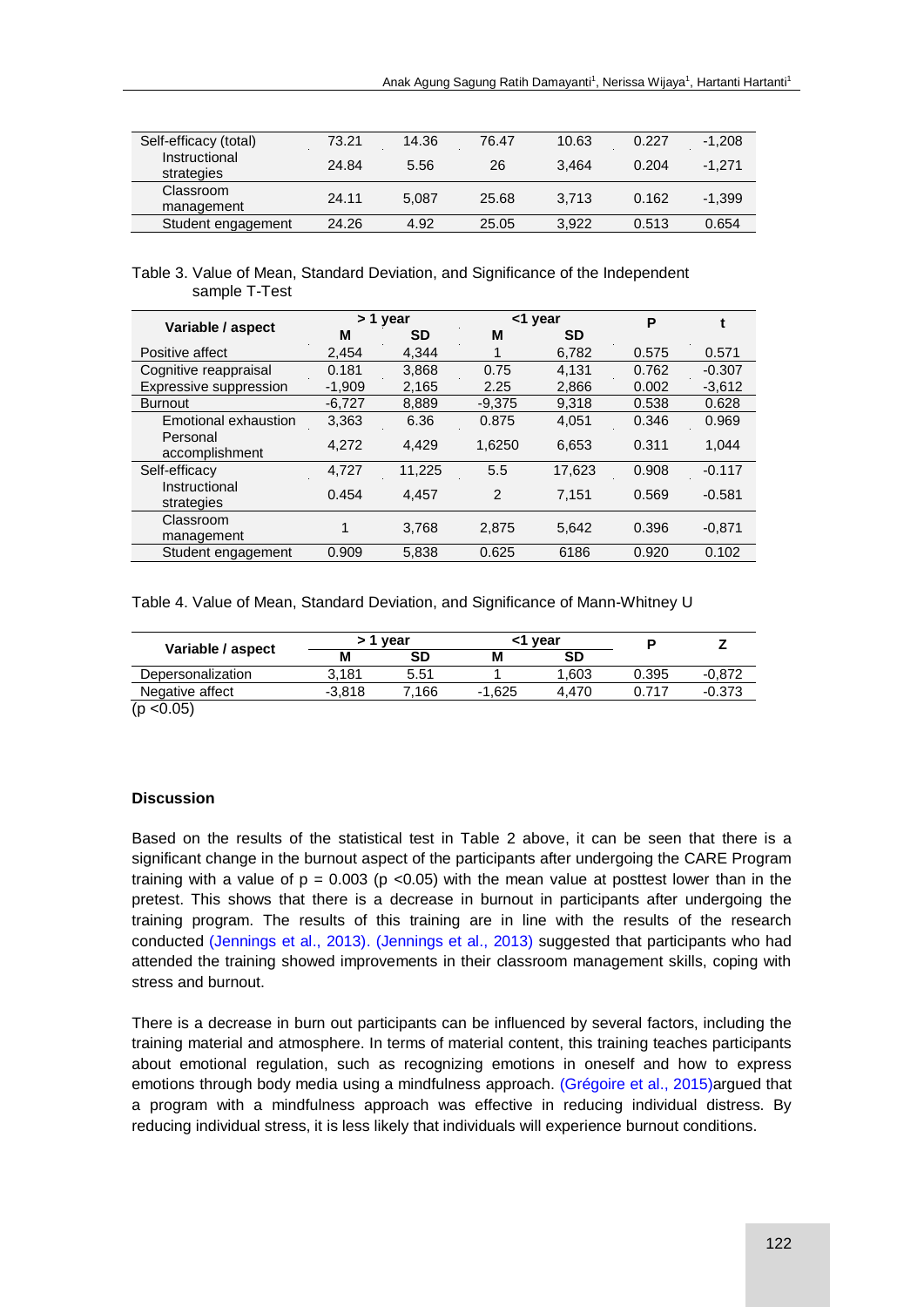| Self-efficacy (total) | 73.21 | 14.36 | 76.47 | 10.63 | 0.227 | -1,208 |
|---|---|---|---|---|---|---|
| Instructional strategies | 24.84 | 5.56 | 26 | 3,464 | 0.204 | -1,271 |
| Classroom management | 24.11 | 5,087 | 25.68 | 3,713 | 0.162 | -1,399 |
| Student engagement | 24.26 | 4.92 | 25.05 | 3,922 | 0.513 | 0.654 |

Table 3. Value of Mean, Standard Deviation, and Significance of the Independent sample T-Test

| Variable / aspect | > 1 year | | <1 year | | P | t |
|---|---|---|---|---|---|---|
| | M | SD | M | SD | | |
| Positive affect | 2,454 | 4,344 | 1 | 6,782 | 0.575 | 0.571 |
| Cognitive reappraisal | 0.181 | 3,868 | 0.75 | 4,131 | 0.762 | -0.307 |
| Expressive suppression | -1,909 | 2,165 | 2.25 | 2,866 | 0.002 | -3,612 |
| Burnout | -6,727 | 8,889 | -9,375 | 9,318 | 0.538 | 0.628 |
| Emotional exhaustion | 3,363 | 6.36 | 0.875 | 4,051 | 0.346 | 0.969 |
| Personal accomplishment | 4,272 | 4,429 | 1,6250 | 6,653 | 0.311 | 1,044 |
| Self-efficacy | 4,727 | 11,225 | 5.5 | 17,623 | 0.908 | -0.117 |
| Instructional strategies | 0.454 | 4,457 | 2 | 7,151 | 0.569 | -0.581 |
| Classroom management | 1 | 3,768 | 2,875 | 5,642 | 0.396 | -0,871 |
| Student engagement | 0.909 | 5,838 | 0.625 | 6186 | 0.920 | 0.102 |

Table 4. Value of Mean, Standard Deviation, and Significance of Mann-Whitney U

| Variable / aspect | > 1 year | | <1 year | | P | Z |
|---|---|---|---|---|---|---|
| | M | SD | M | SD | | |
| Depersonalization | 3,181 | 5.51 | 1 | 1,603 | 0.395 | -0,872 |
| Negative affect | -3,818 | 7,166 | -1,625 | 4,470 | 0.717 | -0.373 |

($p < 0.05$)

## Discussion

Based on the results of the statistical test in Table 2 above, it can be seen that there is a significant change in the burnout aspect of the participants after undergoing the CARE Program training with a value of $p = 0.003$ ($p < 0.05$) with the mean value at posttest lower than in the pretest. This shows that there is a decrease in burnout in participants after undergoing the training program. The results of this training are in line with the results of the research conducted (Jennings et al., 2013). (Jennings et al., 2013) suggested that participants who had attended the training showed improvements in their classroom management skills, coping with stress and burnout.

There is a decrease in burn out participants can be influenced by several factors, including the training material and atmosphere. In terms of material content, this training teaches participants about emotional regulation, such as recognizing emotions in oneself and how to express emotions through body media using a mindfulness approach. (Grégoire et al., 2015)argued that a program with a mindfulness approach was effective in reducing individual distress. By reducing individual stress, it is less likely that individuals will experience burnout conditions.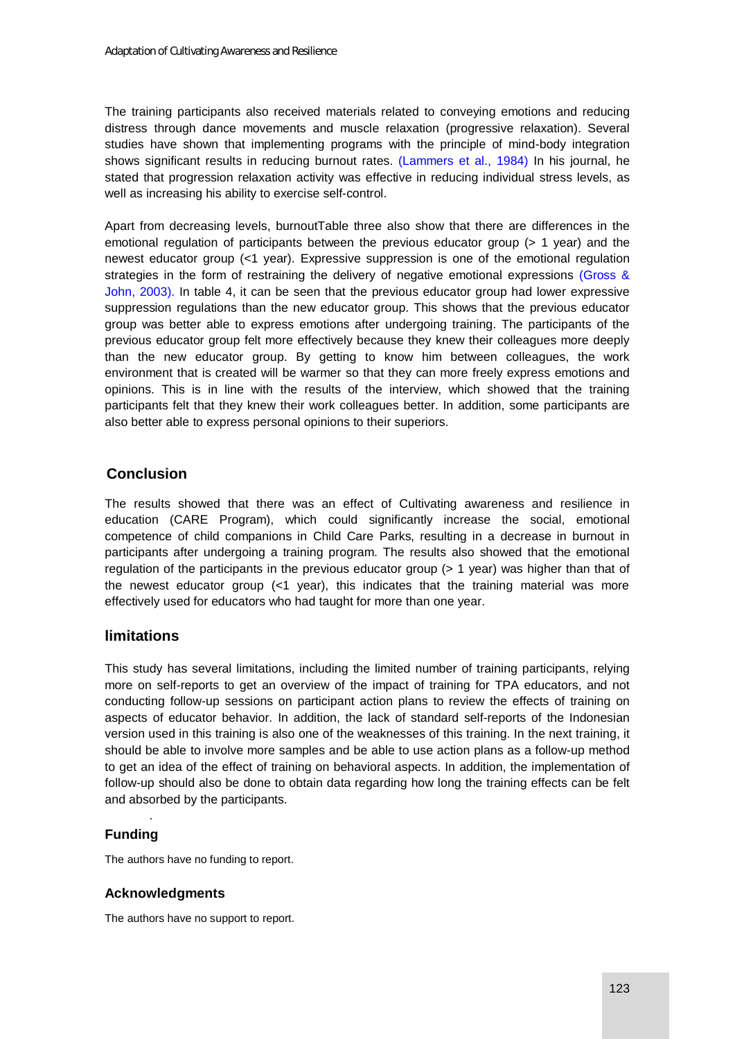The training participants also received materials related to conveying emotions and reducing distress through dance movements and muscle relaxation (progressive relaxation). Several studies have shown that implementing programs with the principle of mind-body integration shows significant results in reducing burnout rates. (Lammers et al., 1984) In his journal, he stated that progression relaxation activity was effective in reducing individual stress levels, as well as increasing his ability to exercise self-control.

Apart from decreasing levels, burnoutTable three also show that there are differences in the emotional regulation of participants between the previous educator group (> 1 year) and the newest educator group (<1 year). Expressive suppression is one of the emotional regulation strategies in the form of restraining the delivery of negative emotional expressions (Gross & John, 2003). In table 4, it can be seen that the previous educator group had lower expressive suppression regulations than the new educator group. This shows that the previous educator group was better able to express emotions after undergoing training. The participants of the previous educator group felt more effectively because they knew their colleagues more deeply than the new educator group. By getting to know him between colleagues, the work environment that is created will be warmer so that they can more freely express emotions and opinions. This is in line with the results of the interview, which showed that the training participants felt that they knew their work colleagues better. In addition, some participants are also better able to express personal opinions to their superiors.

## Conclusion

The results showed that there was an effect of Cultivating awareness and resilience in education (CARE Program), which could significantly increase the social, emotional competence of child companions in Child Care Parks, resulting in a decrease in burnout in participants after undergoing a training program. The results also showed that the emotional regulation of the participants in the previous educator group (> 1 year) was higher than that of the newest educator group (<1 year), this indicates that the training material was more effectively used for educators who had taught for more than one year.

## limitations

This study has several limitations, including the limited number of training participants, relying more on self-reports to get an overview of the impact of training for TPA educators, and not conducting follow-up sessions on participant action plans to review the effects of training on aspects of educator behavior. In addition, the lack of standard self-reports of the Indonesian version used in this training is also one of the weaknesses of this training. In the next training, it should be able to involve more samples and be able to use action plans as a follow-up method to get an idea of the effect of training on behavioral aspects. In addition, the implementation of follow-up should also be done to obtain data regarding how long the training effects can be felt and absorbed by the participants.

## Funding

The authors have no funding to report.

## Acknowledgments

The authors have no support to report.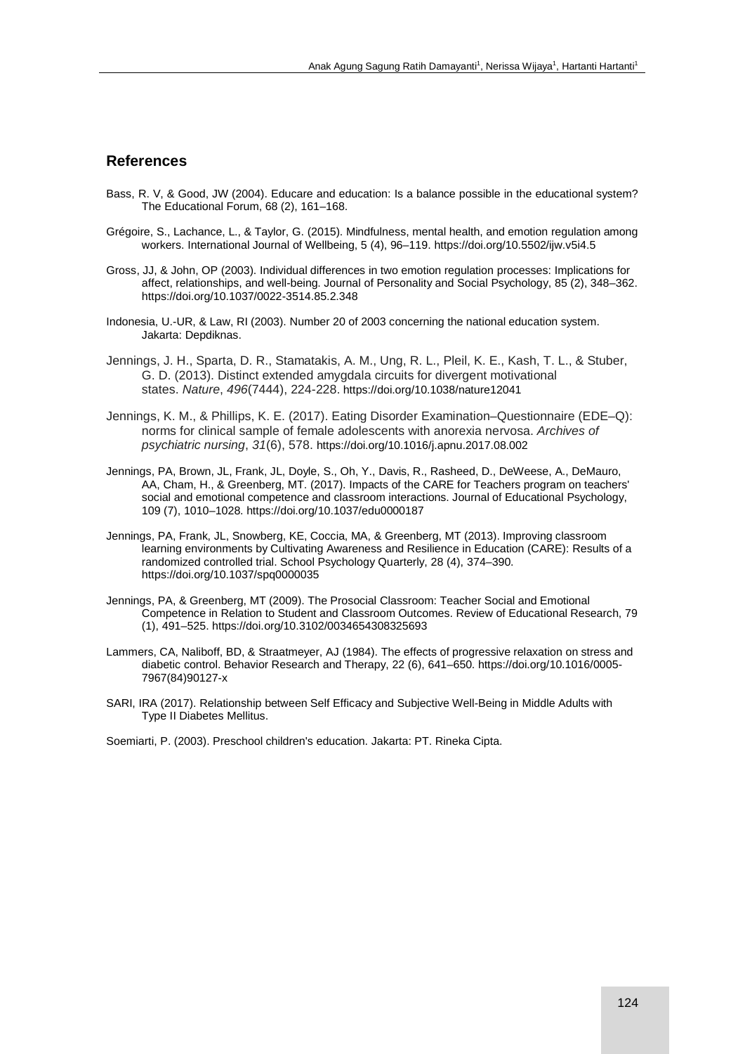## References

Bass, R. V, & Good, JW (2004). Educare and education: Is a balance possible in the educational system? The Educational Forum, 68 (2), 161–168.

Grégoire, S., Lachance, L., & Taylor, G. (2015). Mindfulness, mental health, and emotion regulation among workers. International Journal of Wellbeing, 5 (4), 96–119. https://doi.org/10.5502/ijw.v5i4.5

Gross, JJ, & John, OP (2003). Individual differences in two emotion regulation processes: Implications for affect, relationships, and well-being. Journal of Personality and Social Psychology, 85 (2), 348–362. https://doi.org/10.1037/0022-3514.85.2.348

Indonesia, U.-UR, & Law, RI (2003). Number 20 of 2003 concerning the national education system. Jakarta: Depdiknas.

Jennings, J. H., Sparta, D. R., Stamatakis, A. M., Ung, R. L., Pleil, K. E., Kash, T. L., & Stuber, G. D. (2013). Distinct extended amygdala circuits for divergent motivational states. *Nature*, *496*(7444), 224-228. https://doi.org/10.1038/nature12041

Jennings, K. M., & Phillips, K. E. (2017). Eating Disorder Examination–Questionnaire (EDE–Q): norms for clinical sample of female adolescents with anorexia nervosa. *Archives of psychiatric nursing*, *31*(6), 578. https://doi.org/10.1016/j.apnu.2017.08.002

Jennings, PA, Brown, JL, Frank, JL, Doyle, S., Oh, Y., Davis, R., Rasheed, D., DeWeese, A., DeMauro, AA, Cham, H., & Greenberg, MT. (2017). Impacts of the CARE for Teachers program on teachers' social and emotional competence and classroom interactions. Journal of Educational Psychology, 109 (7), 1010–1028. https://doi.org/10.1037/edu0000187

Jennings, PA, Frank, JL, Snowberg, KE, Coccia, MA, & Greenberg, MT (2013). Improving classroom learning environments by Cultivating Awareness and Resilience in Education (CARE): Results of a randomized controlled trial. School Psychology Quarterly, 28 (4), 374–390. https://doi.org/10.1037/spq0000035

Jennings, PA, & Greenberg, MT (2009). The Prosocial Classroom: Teacher Social and Emotional Competence in Relation to Student and Classroom Outcomes. Review of Educational Research, 79 (1), 491–525. https://doi.org/10.3102/0034654308325693

Lammers, CA, Naliboff, BD, & Straatmeyer, AJ (1984). The effects of progressive relaxation on stress and diabetic control. Behavior Research and Therapy, 22 (6), 641–650. https://doi.org/10.1016/0005-7967(84)90127-x

SARI, IRA (2017). Relationship between Self Efficacy and Subjective Well-Being in Middle Adults with Type II Diabetes Mellitus.

Soemiarti, P. (2003). Preschool children's education. Jakarta: PT. Rineka Cipta.